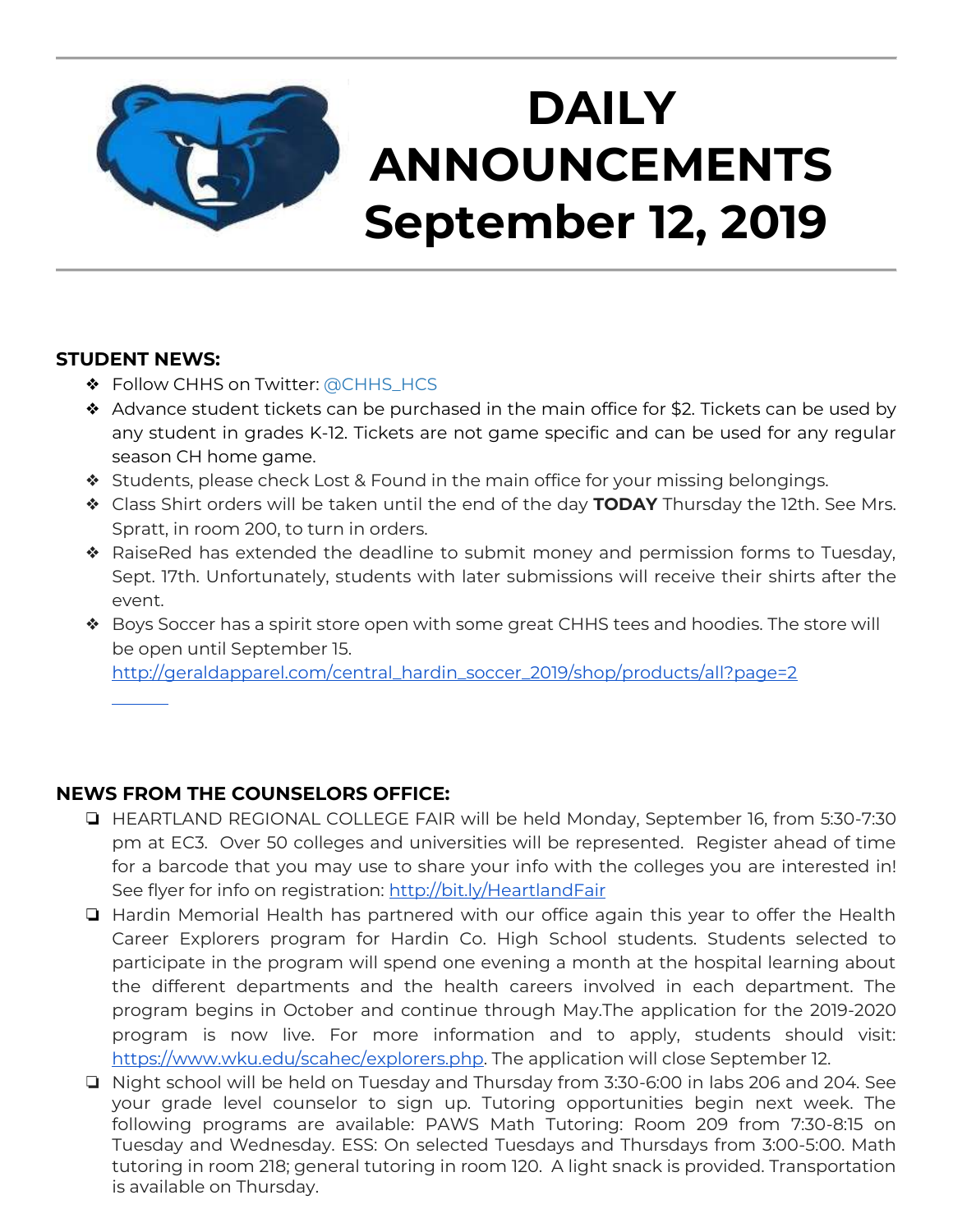# DAILY ANNOUNCEMENTS September 12, 2019

**STUDENT NEWS:**

- Follow CHHS on Twitter: @CHHS_HCS
- Advance student tickets can be purchased in the main office for $2. Tickets can be used by any student in grades K-12. Tickets are not game specific and can be used for any regular season CH home game.
- Students, please check Lost & Found in the main office for your missing belongings.
- Class Shirt orders will be taken until the end of the day **TODAY** Thursday the 12th. See Mrs. Spratt, in room 200, to turn in orders.
- RaiseRed has extended the deadline to submit money and permission forms to Tuesday, Sept. 17th. Unfortunately, students with later submissions will receive their shirts after the event.
- Boys Soccer has a spirit store open with some great CHHS tees and hoodies. The store will be open until September 15. http://geraldapparel.com/central_hardin_soccer_2019/shop/products/all?page=2

**NEWS FROM THE COUNSELORS OFFICE:**

- HEARTLAND REGIONAL COLLEGE FAIR will be held Monday, September 16, from 5:30-7:30 pm at EC3. Over 50 colleges and universities will be represented. Register ahead of time for a barcode that you may use to share your info with the colleges you are interested in! See flyer for info on registration: http://bit.ly/HeartlandFair
- Hardin Memorial Health has partnered with our office again this year to offer the Health Career Explorers program for Hardin Co. High School students. Students selected to participate in the program will spend one evening a month at the hospital learning about the different departments and the health careers involved in each department. The program begins in October and continue through May.The application for the 2019-2020 program is now live. For more information and to apply, students should visit: https://www.wku.edu/scahec/explorers.php. The application will close September 12.
- Night school will be held on Tuesday and Thursday from 3:30-6:00 in labs 206 and 204. See your grade level counselor to sign up. Tutoring opportunities begin next week. The following programs are available: PAWS Math Tutoring: Room 209 from 7:30-8:15 on Tuesday and Wednesday. ESS: On selected Tuesdays and Thursdays from 3:00-5:00. Math tutoring in room 218; general tutoring in room 120. A light snack is provided. Transportation is available on Thursday.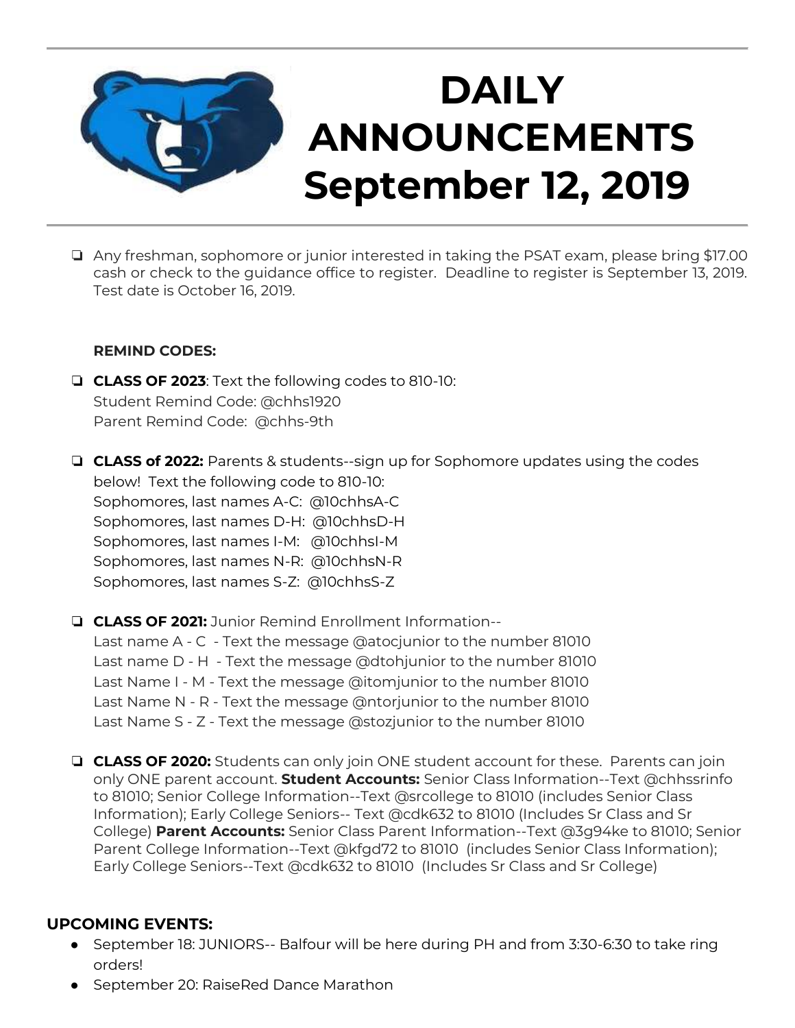# DAILY ANNOUNCEMENTS September 12, 2019

- Any freshman, sophomore or junior interested in taking the PSAT exam, please bring $17.00 cash or check to the guidance office to register. Deadline to register is September 13, 2019. Test date is October 16, 2019.

**REMIND CODES:**

- **CLASS OF 2023**: Text the following codes to 810-10:
  Student Remind Code: @chhs1920
  Parent Remind Code: @chhs-9th

- **CLASS of 2022:** Parents & students--sign up for Sophomore updates using the codes below! Text the following code to 810-10:
  Sophomores, last names A-C: @10chhsA-C
  Sophomores, last names D-H: @10chhsD-H
  Sophomores, last names I-M: @10chhsI-M
  Sophomores, last names N-R: @10chhsN-R
  Sophomores, last names S-Z: @10chhsS-Z

- **CLASS OF 2021:** Junior Remind Enrollment Information--
  Last name A - C - Text the message @atocjunior to the number 81010
  Last name D - H - Text the message @dtohjunior to the number 81010
  Last Name I - M - Text the message @itomjunior to the number 81010
  Last Name N - R - Text the message @ntorjunior to the number 81010
  Last Name S - Z - Text the message @stozjunior to the number 81010

- **CLASS OF 2020:** Students can only join ONE student account for these. Parents can join only ONE parent account. **Student Accounts:** Senior Class Information--Text @chhssrinfo to 81010; Senior College Information--Text @srcollege to 81010 (includes Senior Class Information); Early College Seniors-- Text @cdk632 to 81010 (Includes Sr Class and Sr College) **Parent Accounts:** Senior Class Parent Information--Text @3g94ke to 81010; Senior Parent College Information--Text @kfgd72 to 81010 (includes Senior Class Information); Early College Seniors--Text @cdk632 to 81010 (Includes Sr Class and Sr College)

## UPCOMING EVENTS:

- September 18: JUNIORS-- Balfour will be here during PH and from 3:30-6:30 to take ring orders!
- September 20: RaiseRed Dance Marathon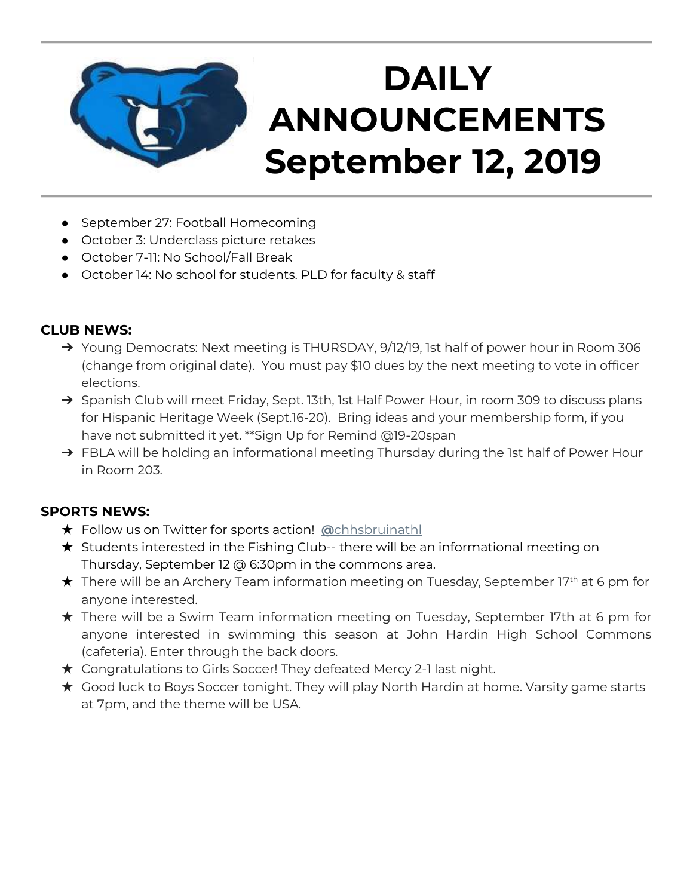# DAILY ANNOUNCEMENTS September 12, 2019

- September 27: Football Homecoming
- October 3: Underclass picture retakes
- October 7-11: No School/Fall Break
- October 14: No school for students. PLD for faculty & staff

**CLUB NEWS:**

- Young Democrats: Next meeting is THURSDAY, 9/12/19, 1st half of power hour in Room 306 (change from original date). You must pay $10 dues by the next meeting to vote in officer elections.
- Spanish Club will meet Friday, Sept. 13th, 1st Half Power Hour, in room 309 to discuss plans for Hispanic Heritage Week (Sept.16-20). Bring ideas and your membership form, if you have not submitted it yet. **Sign Up for Remind @19-20span
- FBLA will be holding an informational meeting Thursday during the 1st half of Power Hour in Room 203.

**SPORTS NEWS:**

- Follow us on Twitter for sports action! @chhsbruinathl
- Students interested in the Fishing Club-- there will be an informational meeting on Thursday, September 12 @ 6:30pm in the commons area.
- There will be an Archery Team information meeting on Tuesday, September 17th at 6 pm for anyone interested.
- There will be a Swim Team information meeting on Tuesday, September 17th at 6 pm for anyone interested in swimming this season at John Hardin High School Commons (cafeteria). Enter through the back doors.
- Congratulations to Girls Soccer! They defeated Mercy 2-1 last night.
- Good luck to Boys Soccer tonight. They will play North Hardin at home. Varsity game starts at 7pm, and the theme will be USA.